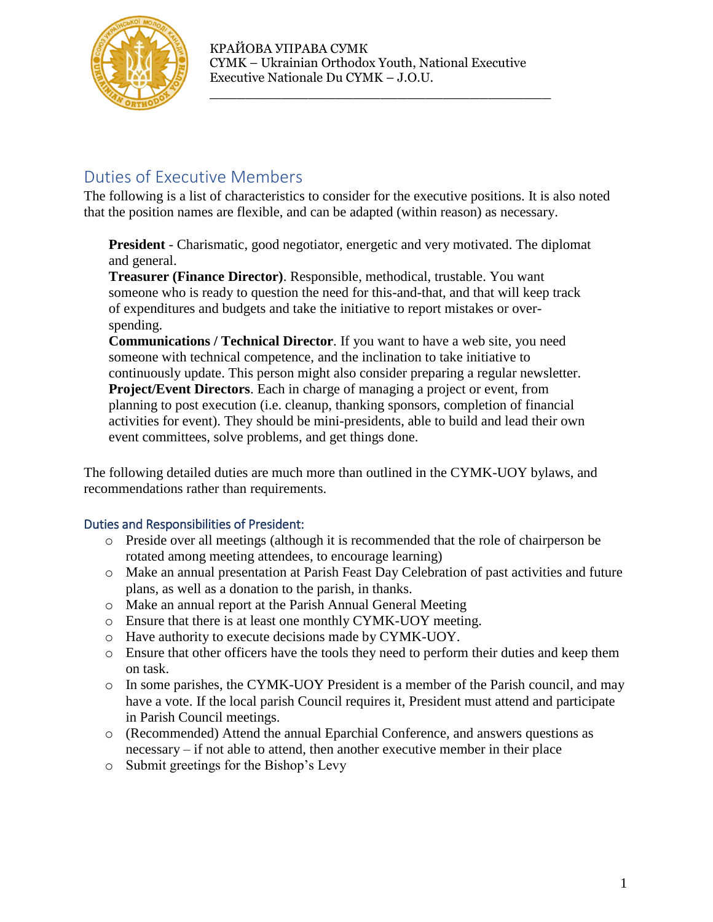КРАЙОВА УПРАВА СУМК
CYMK – Ukrainian Orthodox Youth, National Executive
Executive Nationale Du CYMK – J.O.U.

## Duties of Executive Members

The following is a list of characteristics to consider for the executive positions. It is also noted that the position names are flexible, and can be adapted (within reason) as necessary.

**President** - Charismatic, good negotiator, energetic and very motivated. The diplomat and general.
**Treasurer (Finance Director)**. Responsible, methodical, trustable. You want someone who is ready to question the need for this-and-that, and that will keep track of expenditures and budgets and take the initiative to report mistakes or over-spending.
**Communications / Technical Director**. If you want to have a web site, you need someone with technical competence, and the inclination to take initiative to continuously update. This person might also consider preparing a regular newsletter.
**Project/Event Directors**. Each in charge of managing a project or event, from planning to post execution (i.e. cleanup, thanking sponsors, completion of financial activities for event). They should be mini-presidents, able to build and lead their own event committees, solve problems, and get things done.

The following detailed duties are much more than outlined in the CYMK-UOY bylaws, and recommendations rather than requirements.

### Duties and Responsibilities of President:

- Preside over all meetings (although it is recommended that the role of chairperson be rotated among meeting attendees, to encourage learning)
- Make an annual presentation at Parish Feast Day Celebration of past activities and future plans, as well as a donation to the parish, in thanks.
- Make an annual report at the Parish Annual General Meeting
- Ensure that there is at least one monthly CYMK-UOY meeting.
- Have authority to execute decisions made by CYMK-UOY.
- Ensure that other officers have the tools they need to perform their duties and keep them on task.
- In some parishes, the CYMK-UOY President is a member of the Parish council, and may have a vote. If the local parish Council requires it, President must attend and participate in Parish Council meetings.
- (Recommended) Attend the annual Eparchial Conference, and answers questions as necessary – if not able to attend, then another executive member in their place
- Submit greetings for the Bishop's Levy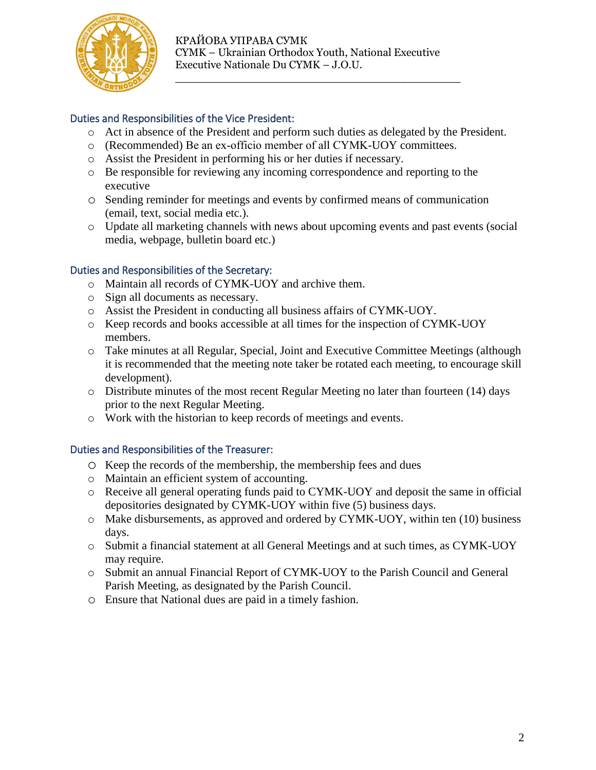КРАЙОВА УПРАВА СУМК
CYMK – Ukrainian Orthodox Youth, National Executive
Executive Nationale Du CYMK – J.O.U.

### Duties and Responsibilities of the Vice President:

- Act in absence of the President and perform such duties as delegated by the President.
- (Recommended) Be an ex-officio member of all CYMK-UOY committees.
- Assist the President in performing his or her duties if necessary.
- Be responsible for reviewing any incoming correspondence and reporting to the executive
- Sending reminder for meetings and events by confirmed means of communication (email, text, social media etc.).
- Update all marketing channels with news about upcoming events and past events (social media, webpage, bulletin board etc.)

### Duties and Responsibilities of the Secretary:

- Maintain all records of CYMK-UOY and archive them.
- Sign all documents as necessary.
- Assist the President in conducting all business affairs of CYMK-UOY.
- Keep records and books accessible at all times for the inspection of CYMK-UOY members.
- Take minutes at all Regular, Special, Joint and Executive Committee Meetings (although it is recommended that the meeting note taker be rotated each meeting, to encourage skill development).
- Distribute minutes of the most recent Regular Meeting no later than fourteen (14) days prior to the next Regular Meeting.
- Work with the historian to keep records of meetings and events.

### Duties and Responsibilities of the Treasurer:

- Keep the records of the membership, the membership fees and dues
- Maintain an efficient system of accounting.
- Receive all general operating funds paid to CYMK-UOY and deposit the same in official depositories designated by CYMK-UOY within five (5) business days.
- Make disbursements, as approved and ordered by CYMK-UOY, within ten (10) business days.
- Submit a financial statement at all General Meetings and at such times, as CYMK-UOY may require.
- Submit an annual Financial Report of CYMK-UOY to the Parish Council and General Parish Meeting, as designated by the Parish Council.
- Ensure that National dues are paid in a timely fashion.